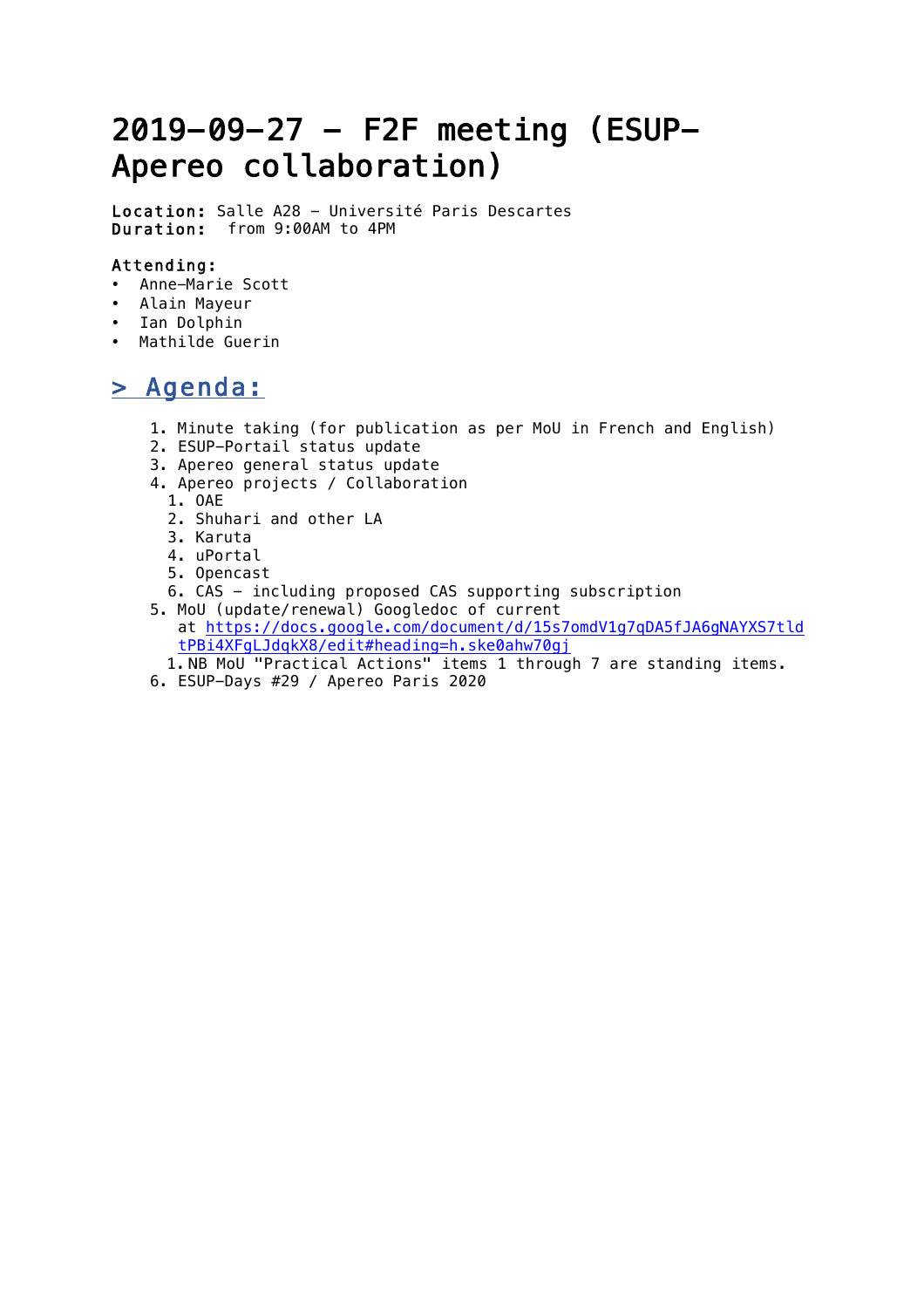# 2019-09-27 - F2F meeting (ESUP-Apereo collaboration)

**Location:** Salle A28 - Université Paris Descartes
**Duration:** from 9:00AM to 4PM

**Attending:**

- Anne-Marie Scott
- Alain Mayeur
- Ian Dolphin
- Mathilde Guerin

## > Agenda:

1. Minute taking (for publication as per MoU in French and English)
2. ESUP-Portail status update
3. Apereo general status update
4. Apereo projects / Collaboration
   1. OAE
   2. Shuhari and other LA
   3. Karuta
   4. uPortal
   5. Opencast
   6. CAS - including proposed CAS supporting subscription
5. MoU (update/renewal) Googledoc of current at https://docs.google.com/document/d/15s7omdV1g7qDA5fJA6gNAYXS7tldtPBi4XFgLJdqkX8/edit#heading=h.ske0ahw70gj
   1. NB MoU "Practical Actions" items 1 through 7 are standing items.
6. ESUP-Days #29 / Apereo Paris 2020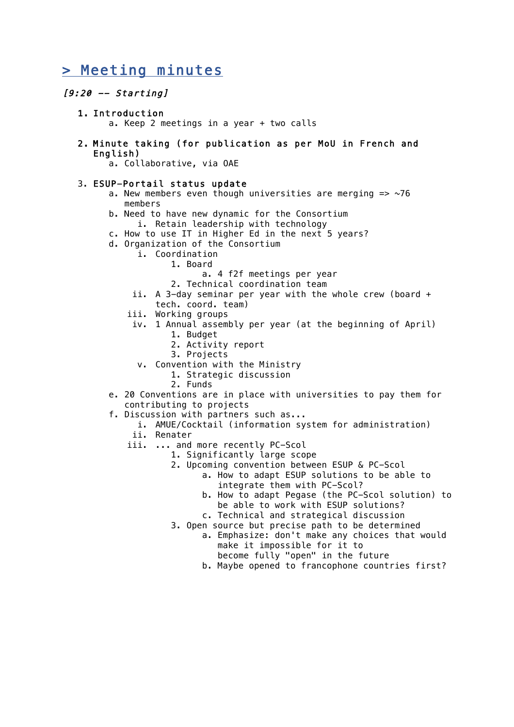## > Meeting minutes

*[9:20 -- Starting]*

1. Introduction
    a. Keep 2 meetings in a year + two calls

2. Minute taking (for publication as per MoU in French and English)
    a. Collaborative, via OAE

3. ESUP-Portail status update
    a. New members even though universities are merging => ~76 members
    b. Need to have new dynamic for the Consortium
        i. Retain leadership with technology
    c. How to use IT in Higher Ed in the next 5 years?
    d. Organization of the Consortium
        i. Coordination
            1. Board
                a. 4 f2f meetings per year
            2. Technical coordination team
        ii. A 3-day seminar per year with the whole crew (board + tech. coord. team)
        iii. Working groups
        iv. 1 Annual assembly per year (at the beginning of April)
            1. Budget
            2. Activity report
            3. Projects
        v. Convention with the Ministry
            1. Strategic discussion
            2. Funds
    e. 20 Conventions are in place with universities to pay them for contributing to projects
    f. Discussion with partners such as...
        i. AMUE/Cocktail (information system for administration)
        ii. Renater
        iii. ... and more recently PC-Scol
            1. Significantly large scope
            2. Upcoming convention between ESUP & PC-Scol
                a. How to adapt ESUP solutions to be able to integrate them with PC-Scol?
                b. How to adapt Pegase (the PC-Scol solution) to be able to work with ESUP solutions?
                c. Technical and strategical discussion
            3. Open source but precise path to be determined
                a. Emphasize: don't make any choices that would make it impossible for it to become fully "open" in the future
                b. Maybe opened to francophone countries first?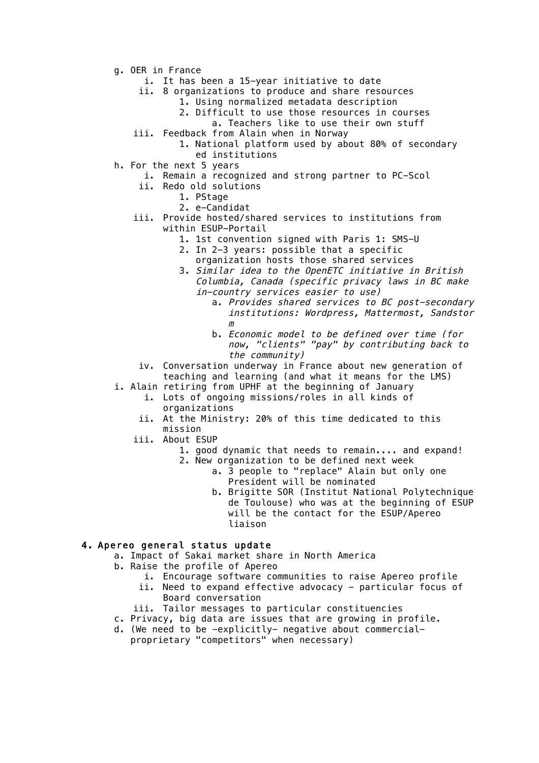g. OER in France
   i. It has been a 15-year initiative to date
   ii. 8 organizations to produce and share resources
      1. Using normalized metadata description
      2. Difficult to use those resources in courses
         a. Teachers like to use their own stuff
   iii. Feedback from Alain when in Norway
      1. National platform used by about 80% of secondary ed institutions

h. For the next 5 years
   i. Remain a recognized and strong partner to PC-Scol
   ii. Redo old solutions
      1. PStage
      2. e-Candidat
   iii. Provide hosted/shared services to institutions from within ESUP-Portail
      1. 1st convention signed with Paris 1: SMS-U
      2. In 2-3 years: possible that a specific organization hosts those shared services
      3. *Similar idea to the OpenETC initiative in British Columbia, Canada (specific privacy laws in BC make in-country services easier to use)*
         a. *Provides shared services to BC post-secondary institutions: Wordpress, Mattermost, Sandstorm*
         b. *Economic model to be defined over time (for now, "clients" "pay" by contributing back to the community)*
   iv. Conversation underway in France about new generation of teaching and learning (and what it means for the LMS)

i. Alain retiring from UPHF at the beginning of January
   i. Lots of ongoing missions/roles in all kinds of organizations
   ii. At the Ministry: 20% of this time dedicated to this mission
   iii. About ESUP
      1. good dynamic that needs to remain.... and expand!
      2. New organization to be defined next week
         a. 3 people to "replace" Alain but only one President will be nominated
         b. Brigitte SOR (Institut National Polytechnique de Toulouse) who was at the beginning of ESUP will be the contact for the ESUP/Apereo liaison

## 4. Apereo general status update

a. Impact of Sakai market share in North America

b. Raise the profile of Apereo
   i. Encourage software communities to raise Apereo profile
   ii. Need to expand effective advocacy - particular focus of Board conversation
   iii. Tailor messages to particular constituencies

c. Privacy, big data are issues that are growing in profile.

d. (We need to be -explicitly- negative about commercial-proprietary "competitors" when necessary)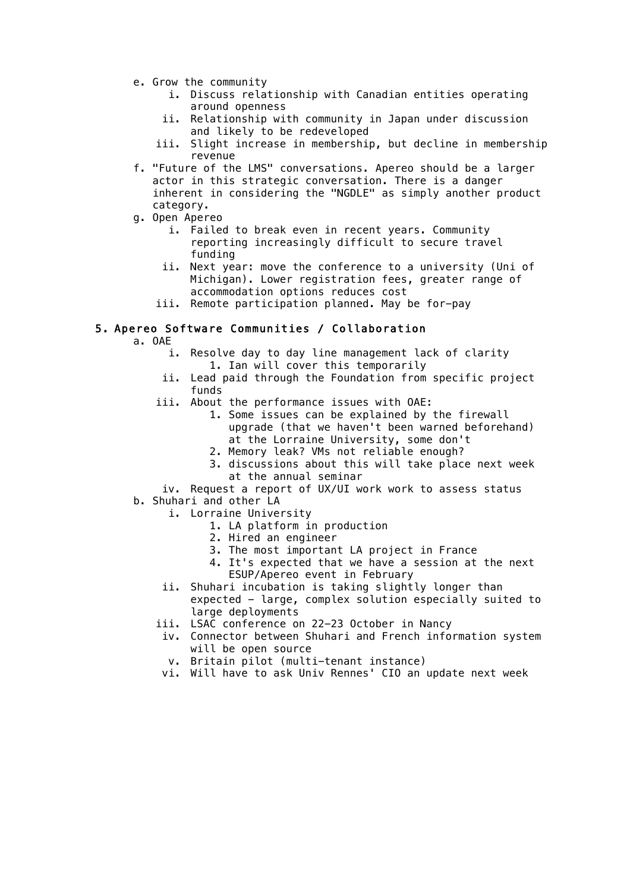e. Grow the community
    i. Discuss relationship with Canadian entities operating around openness
    ii. Relationship with community in Japan under discussion and likely to be redeveloped
    iii. Slight increase in membership, but decline in membership revenue
f. "Future of the LMS" conversations. Apereo should be a larger actor in this strategic conversation. There is a danger inherent in considering the "NGDLE" as simply another product category.
g. Open Apereo
    i. Failed to break even in recent years. Community reporting increasingly difficult to secure travel funding
    ii. Next year: move the conference to a university (Uni of Michigan). Lower registration fees, greater range of accommodation options reduces cost
    iii. Remote participation planned. May be for-pay

## 5. Apereo Software Communities / Collaboration

a. OAE
    i. Resolve day to day line management lack of clarity
        1. Ian will cover this temporarily
    ii. Lead paid through the Foundation from specific project funds
    iii. About the performance issues with OAE:
        1. Some issues can be explained by the firewall upgrade (that we haven't been warned beforehand) at the Lorraine University, some don't
        2. Memory leak? VMs not reliable enough?
        3. discussions about this will take place next week at the annual seminar
    iv. Request a report of UX/UI work work to assess status
b. Shuhari and other LA
    i. Lorraine University
        1. LA platform in production
        2. Hired an engineer
        3. The most important LA project in France
        4. It's expected that we have a session at the next ESUP/Apereo event in February
    ii. Shuhari incubation is taking slightly longer than expected - large, complex solution especially suited to large deployments
    iii. LSAC conference on 22-23 October in Nancy
    iv. Connector between Shuhari and French information system will be open source
    v. Britain pilot (multi-tenant instance)
    vi. Will have to ask Univ Rennes' CIO an update next week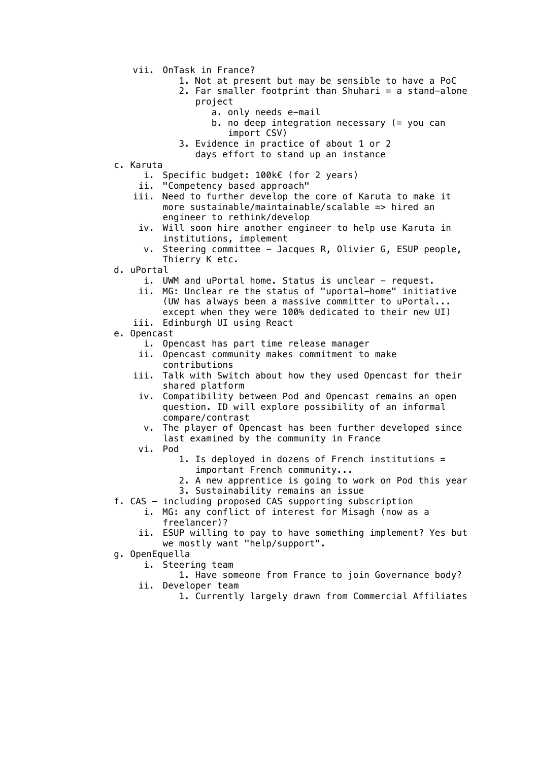- vii. OnTask in France?
  1. Not at present but may be sensible to have a PoC
  2. Far smaller footprint than Shuhari = a stand-alone project
     - a. only needs e-mail
     - b. no deep integration necessary (= you can import CSV)
  3. Evidence in practice of about 1 or 2 days effort to stand up an instance

- c. Karuta
  - i. Specific budget: 100k€ (for 2 years)
  - ii. "Competency based approach"
  - iii. Need to further develop the core of Karuta to make it more sustainable/maintainable/scalable => hired an engineer to rethink/develop
  - iv. Will soon hire another engineer to help use Karuta in institutions, implement
  - v. Steering committee - Jacques R, Olivier G, ESUP people, Thierry K etc.
- d. uPortal
  - i. UWM and uPortal home. Status is unclear - request.
  - ii. MG: Unclear re the status of "uportal-home" initiative (UW has always been a massive committer to uPortal... except when they were 100% dedicated to their new UI)
  - iii. Edinburgh UI using React
- e. Opencast
  - i. Opencast has part time release manager
  - ii. Opencast community makes commitment to make contributions
  - iii. Talk with Switch about how they used Opencast for their shared platform
  - iv. Compatibility between Pod and Opencast remains an open question. ID will explore possibility of an informal compare/contrast
  - v. The player of Opencast has been further developed since last examined by the community in France
  - vi. Pod
    1. Is deployed in dozens of French institutions = important French community...
    2. A new apprentice is going to work on Pod this year
    3. Sustainability remains an issue
- f. CAS - including proposed CAS supporting subscription
  - i. MG: any conflict of interest for Misagh (now as a freelancer)?
  - ii. ESUP willing to pay to have something implement? Yes but we mostly want "help/support".
- g. OpenEquella
  - i. Steering team
    1. Have someone from France to join Governance body?
  - ii. Developer team
    1. Currently largely drawn from Commercial Affiliates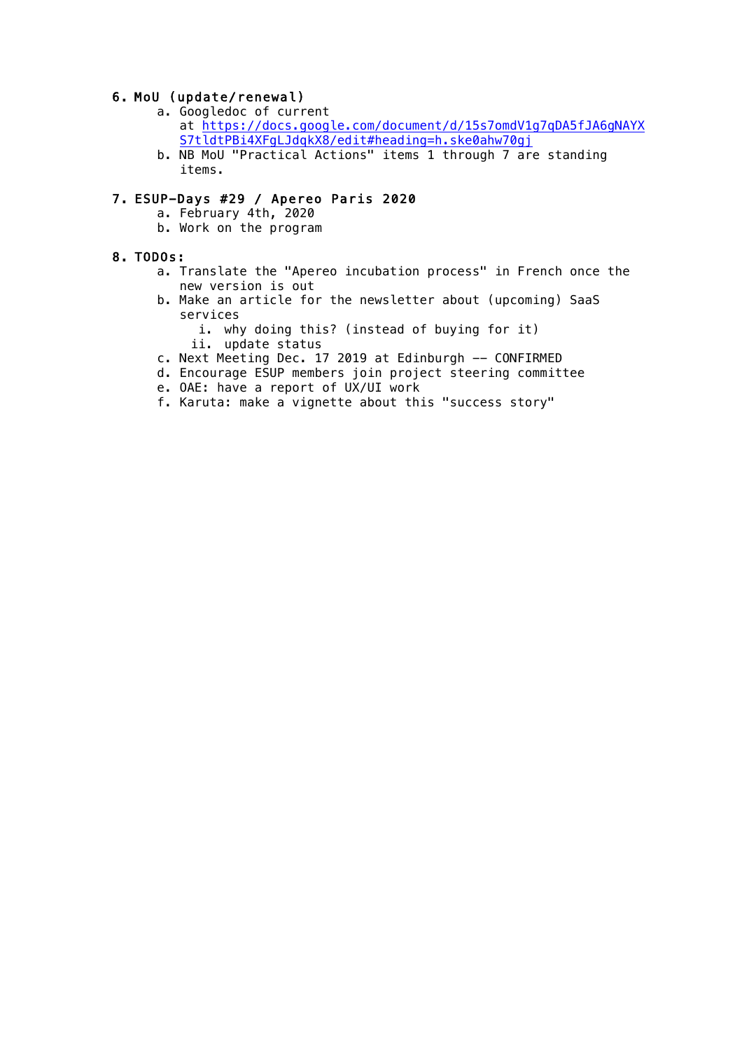6. MoU (update/renewal)
   a. Googledoc of current at https://docs.google.com/document/d/15s7omdV1g7qDA5fJA6gNAYXS7tldtPBi4XFgLJdqkX8/edit#heading=h.ske0ahw70gj
   b. NB MoU "Practical Actions" items 1 through 7 are standing items.

7. ESUP-Days #29 / Apereo Paris 2020
   a. February 4th, 2020
   b. Work on the program

8. TODOs:
   a. Translate the "Apereo incubation process" in French once the new version is out
   b. Make an article for the newsletter about (upcoming) SaaS services
      i. why doing this? (instead of buying for it)
      ii. update status
   c. Next Meeting Dec. 17 2019 at Edinburgh -- CONFIRMED
   d. Encourage ESUP members join project steering committee
   e. OAE: have a report of UX/UI work
   f. Karuta: make a vignette about this "success story"